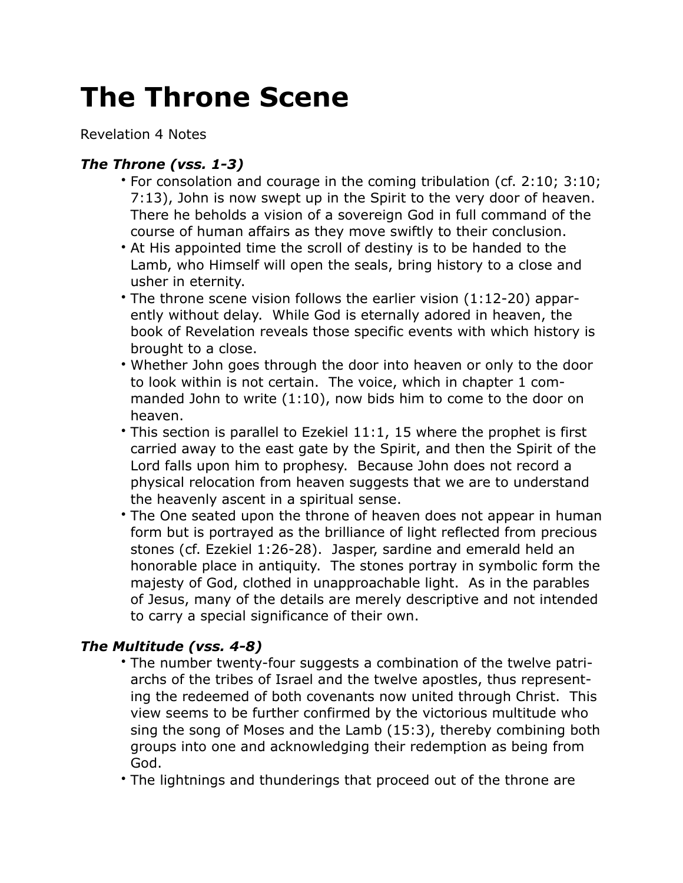# The Throne Scene

Revelation 4 Notes

### *The Throne (vss. 1-3)*

- For consolation and courage in the coming tribulation (cf. 2:10; 3:10; 7:13), John is now swept up in the Spirit to the very door of heaven. There he beholds a vision of a sovereign God in full command of the course of human affairs as they move swiftly to their conclusion.
- At His appointed time the scroll of destiny is to be handed to the Lamb, who Himself will open the seals, bring history to a close and usher in eternity.
- The throne scene vision follows the earlier vision (1:12-20) apparently without delay. While God is eternally adored in heaven, the book of Revelation reveals those specific events with which history is brought to a close.
- Whether John goes through the door into heaven or only to the door to look within is not certain. The voice, which in chapter 1 commanded John to write (1:10), now bids him to come to the door on heaven.
- This section is parallel to Ezekiel 11:1, 15 where the prophet is first carried away to the east gate by the Spirit, and then the Spirit of the Lord falls upon him to prophesy. Because John does not record a physical relocation from heaven suggests that we are to understand the heavenly ascent in a spiritual sense.
- The One seated upon the throne of heaven does not appear in human form but is portrayed as the brilliance of light reflected from precious stones (cf. Ezekiel 1:26-28). Jasper, sardine and emerald held an honorable place in antiquity. The stones portray in symbolic form the majesty of God, clothed in unapproachable light. As in the parables of Jesus, many of the details are merely descriptive and not intended to carry a special significance of their own.

### *The Multitude (vss. 4-8)*

- The number twenty-four suggests a combination of the twelve patriarchs of the tribes of Israel and the twelve apostles, thus representing the redeemed of both covenants now united through Christ. This view seems to be further confirmed by the victorious multitude who sing the song of Moses and the Lamb (15:3), thereby combining both groups into one and acknowledging their redemption as being from God.
- The lightnings and thunderings that proceed out of the throne are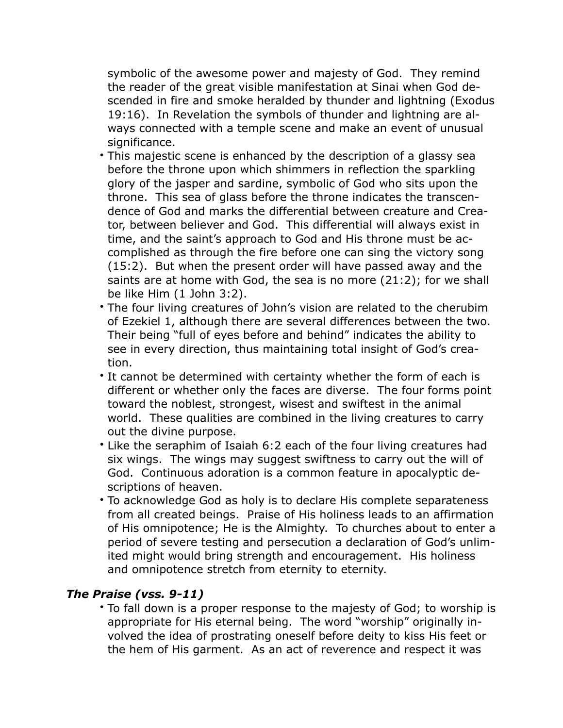symbolic of the awesome power and majesty of God. They remind the reader of the great visible manifestation at Sinai when God descended in fire and smoke heralded by thunder and lightning (Exodus 19:16). In Revelation the symbols of thunder and lightning are always connected with a temple scene and make an event of unusual significance.

- This majestic scene is enhanced by the description of a glassy sea before the throne upon which shimmers in reflection the sparkling glory of the jasper and sardine, symbolic of God who sits upon the throne. This sea of glass before the throne indicates the transcendence of God and marks the differential between creature and Creator, between believer and God. This differential will always exist in time, and the saint's approach to God and His throne must be accomplished as through the fire before one can sing the victory song (15:2). But when the present order will have passed away and the saints are at home with God, the sea is no more (21:2); for we shall be like Him (1 John 3:2).
- The four living creatures of John's vision are related to the cherubim of Ezekiel 1, although there are several differences between the two. Their being "full of eyes before and behind" indicates the ability to see in every direction, thus maintaining total insight of God's creation.
- It cannot be determined with certainty whether the form of each is different or whether only the faces are diverse. The four forms point toward the noblest, strongest, wisest and swiftest in the animal world. These qualities are combined in the living creatures to carry out the divine purpose.
- Like the seraphim of Isaiah 6:2 each of the four living creatures had six wings. The wings may suggest swiftness to carry out the will of God. Continuous adoration is a common feature in apocalyptic descriptions of heaven.
- To acknowledge God as holy is to declare His complete separateness from all created beings. Praise of His holiness leads to an affirmation of His omnipotence; He is the Almighty. To churches about to enter a period of severe testing and persecution a declaration of God's unlimited might would bring strength and encouragement. His holiness and omnipotence stretch from eternity to eternity.

### *The Praise (vss. 9-11)*

- To fall down is a proper response to the majesty of God; to worship is appropriate for His eternal being. The word "worship" originally involved the idea of prostrating oneself before deity to kiss His feet or the hem of His garment. As an act of reverence and respect it was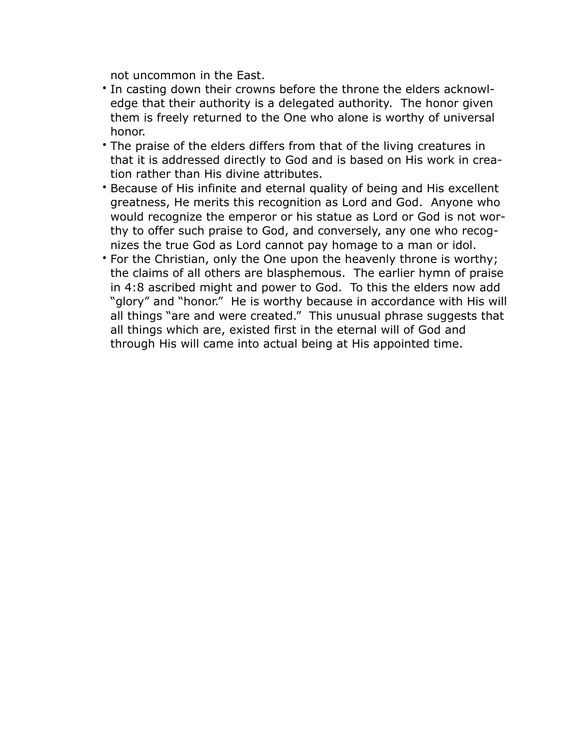not uncommon in the East.

- In casting down their crowns before the throne the elders acknowledge that their authority is a delegated authority.  The honor given them is freely returned to the One who alone is worthy of universal honor.
- The praise of the elders differs from that of the living creatures in that it is addressed directly to God and is based on His work in creation rather than His divine attributes.
- Because of His infinite and eternal quality of being and His excellent greatness, He merits this recognition as Lord and God.  Anyone who would recognize the emperor or his statue as Lord or God is not worthy to offer such praise to God, and conversely, any one who recognizes the true God as Lord cannot pay homage to a man or idol.
- For the Christian, only the One upon the heavenly throne is worthy; the claims of all others are blasphemous.  The earlier hymn of praise in 4:8 ascribed might and power to God.  To this the elders now add "glory" and "honor."  He is worthy because in accordance with His will all things "are and were created."  This unusual phrase suggests that all things which are, existed first in the eternal will of God and through His will came into actual being at His appointed time.